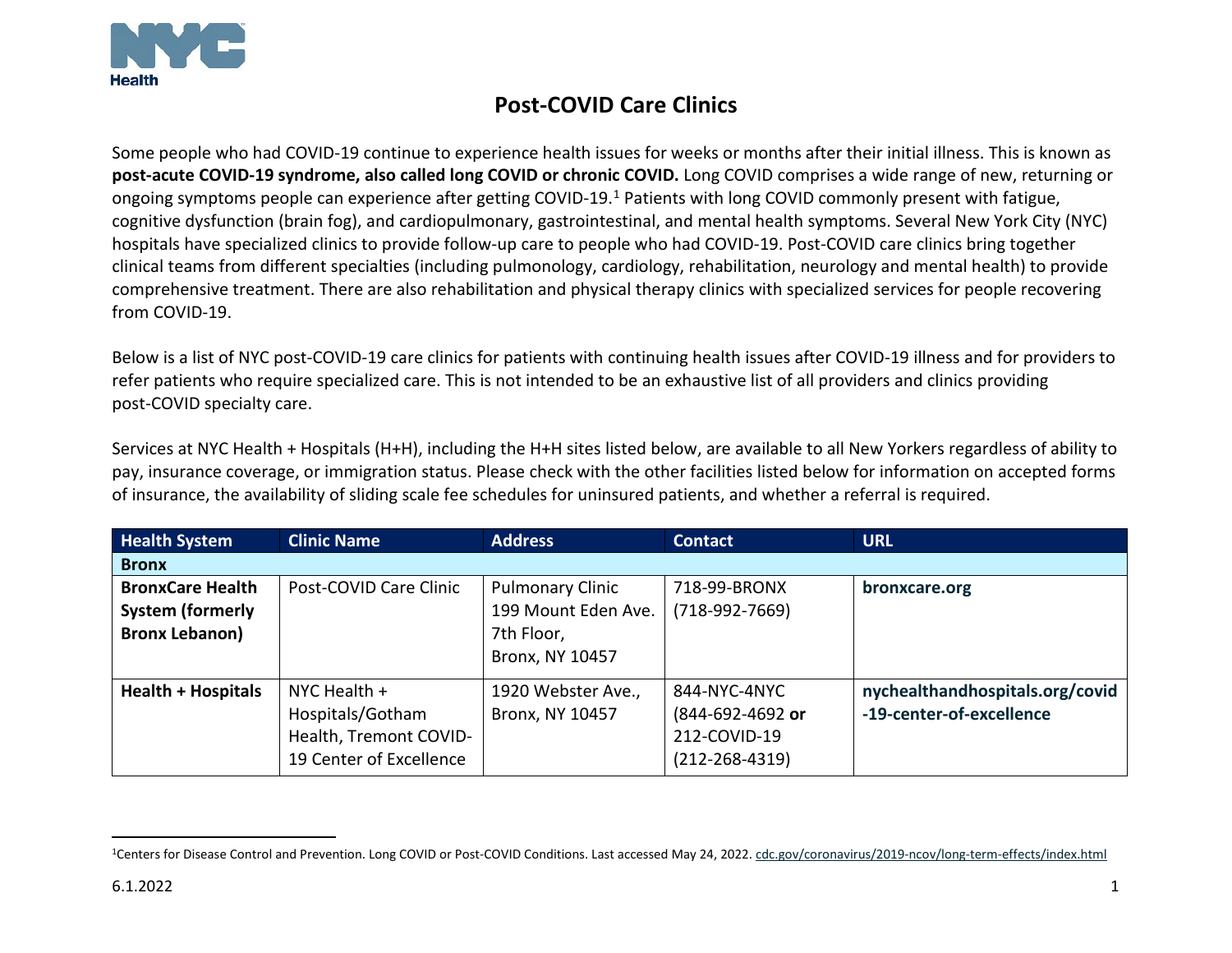# Post-COVID Care Clinics

Some people who had COVID-19 continue to experience health issues for weeks or months after their initial illness. This is known as **post-acute COVID-19 syndrome, also called long COVID or chronic COVID.** Long COVID comprises a wide range of new, returning or ongoing symptoms people can experience after getting COVID-19.[1] Patients with long COVID commonly present with fatigue, cognitive dysfunction (brain fog), and cardiopulmonary, gastrointestinal, and mental health symptoms. Several New York City (NYC) hospitals have specialized clinics to provide follow-up care to people who had COVID-19. Post-COVID care clinics bring together clinical teams from different specialties (including pulmonology, cardiology, rehabilitation, neurology and mental health) to provide comprehensive treatment. There are also rehabilitation and physical therapy clinics with specialized services for people recovering from COVID-19.

Below is a list of NYC post-COVID-19 care clinics for patients with continuing health issues after COVID-19 illness and for providers to refer patients who require specialized care. This is not intended to be an exhaustive list of all providers and clinics providing post-COVID specialty care.

Services at NYC Health + Hospitals (H+H), including the H+H sites listed below, are available to all New Yorkers regardless of ability to pay, insurance coverage, or immigration status. Please check with the other facilities listed below for information on accepted forms of insurance, the availability of sliding scale fee schedules for uninsured patients, and whether a referral is required.

| Health System | Clinic Name | Address | Contact | URL |
|---|---|---|---|---|
| **Bronx** | | | | |
| **BronxCare Health System (formerly Bronx Lebanon)** | Post-COVID Care Clinic | Pulmonary Clinic 199 Mount Eden Ave. 7th Floor, Bronx, NY 10457 | 718-99-BRONX (718-992-7669) | **bronxcare.org** |
| **Health + Hospitals** | NYC Health + Hospitals/Gotham Health, Tremont COVID-19 Center of Excellence | 1920 Webster Ave., Bronx, NY 10457 | 844-NYC-4NYC (844-692-4692 **or** 212-COVID-19 (212-268-4319) | **nychealthandhospitals.org/covid-19-center-of-excellence** |

[1]Centers for Disease Control and Prevention. Long COVID or Post-COVID Conditions. Last accessed May 24, 2022. cdc.gov/coronavirus/2019-ncov/long-term-effects/index.html

6.1.2022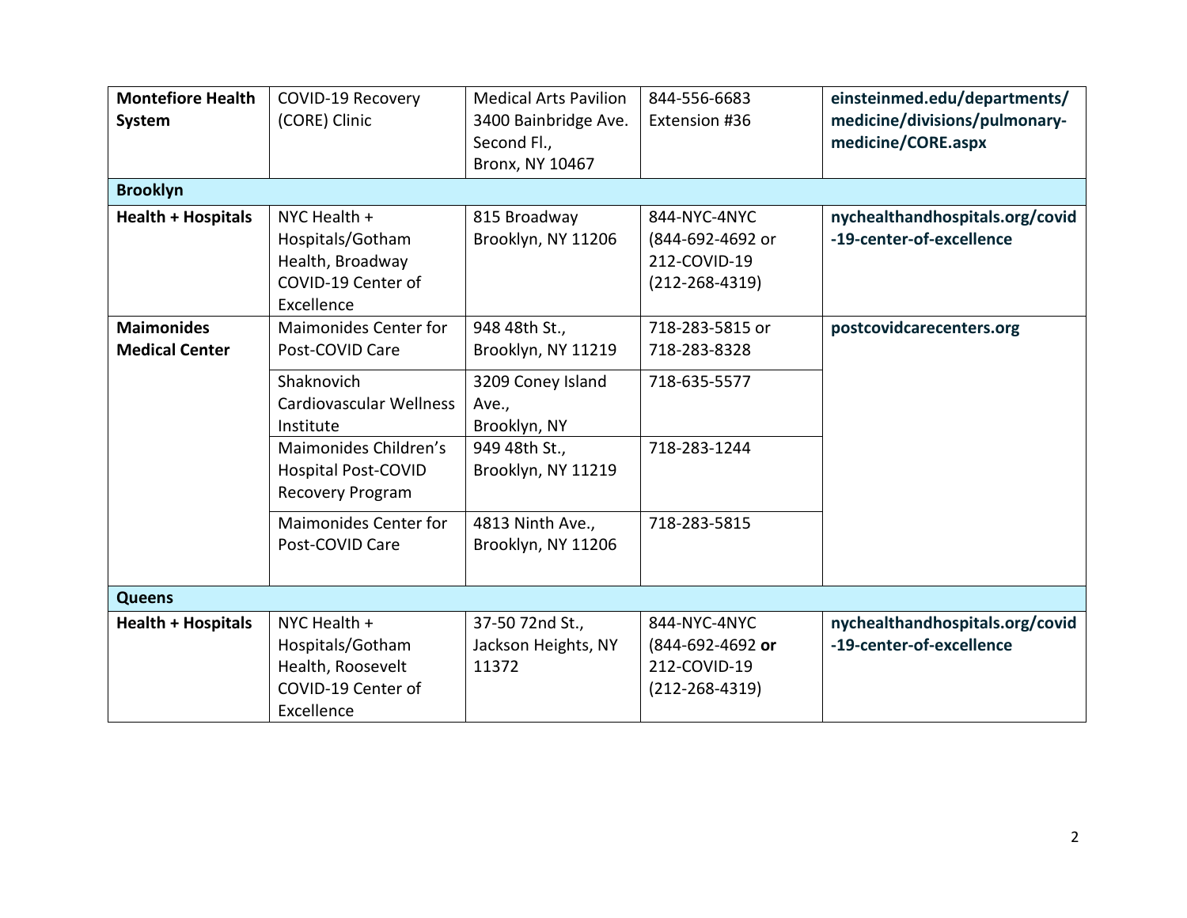| | | | | |
|---|---|---|---|---|
| **Montefiore Health System** | COVID-19 Recovery (CORE) Clinic | Medical Arts Pavilion 3400 Bainbridge Ave. Second Fl., Bronx, NY 10467 | 844-556-6683 Extension #36 | **einsteinmed.edu/departments/medicine/divisions/pulmonary-medicine/CORE.aspx** |
| **Brooklyn** | | | | |
| **Health + Hospitals** | NYC Health + Hospitals/Gotham Health, Broadway COVID-19 Center of Excellence | 815 Broadway Brooklyn, NY 11206 | 844-NYC-4NYC (844-692-4692 or 212-COVID-19 (212-268-4319) | **nychealthandhospitals.org/covid-19-center-of-excellence** |
| **Maimonides Medical Center** | Maimonides Center for Post-COVID Care | 948 48th St., Brooklyn, NY 11219 | 718-283-5815 or 718-283-8328 | **postcovidcarecenters.org** |
| | Shaknovich Cardiovascular Wellness Institute | 3209 Coney Island Ave., Brooklyn, NY | 718-635-5577 | |
| | Maimonides Children's Hospital Post-COVID Recovery Program | 949 48th St., Brooklyn, NY 11219 | 718-283-1244 | |
| | Maimonides Center for Post-COVID Care | 4813 Ninth Ave., Brooklyn, NY 11206 | 718-283-5815 | |
| **Queens** | | | | |
| **Health + Hospitals** | NYC Health + Hospitals/Gotham Health, Roosevelt COVID-19 Center of Excellence | 37-50 72nd St., Jackson Heights, NY 11372 | 844-NYC-4NYC (844-692-4692 **or** 212-COVID-19 (212-268-4319) | **nychealthandhospitals.org/covid-19-center-of-excellence** |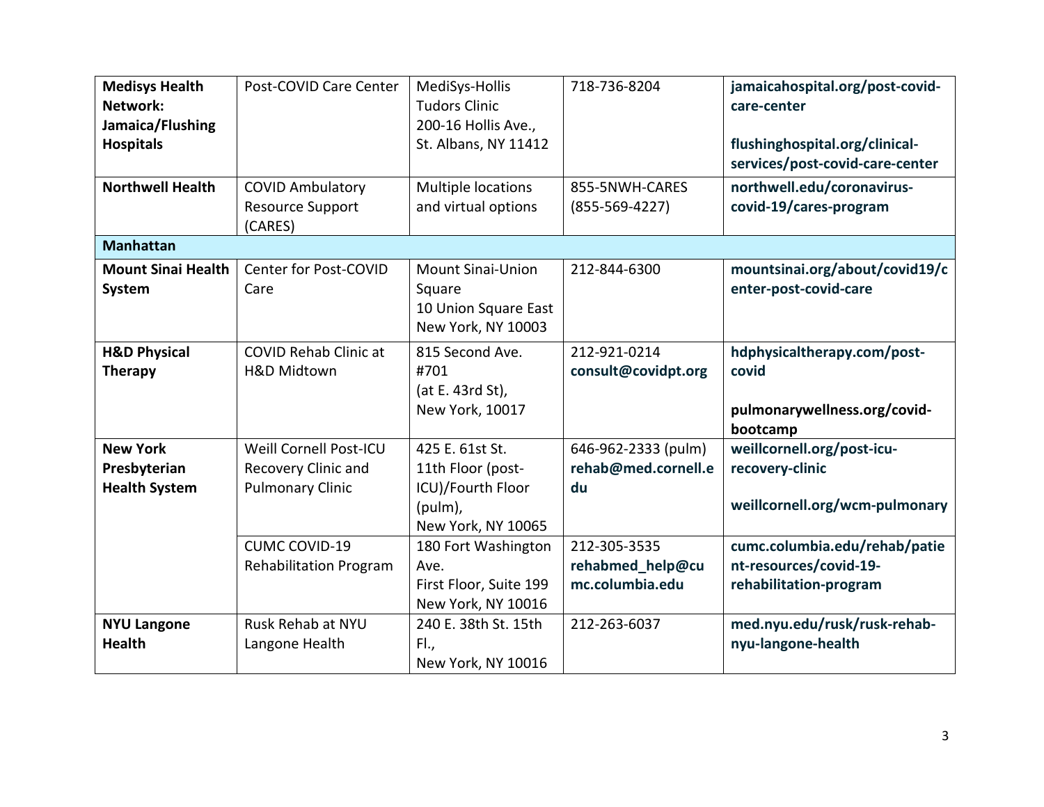| | | | | |
|---|---|---|---|---|
| **Medisys Health Network: Jamaica/Flushing Hospitals** | Post-COVID Care Center | MediSys-Hollis Tudors Clinic<br>200-16 Hollis Ave., St. Albans, NY 11412 | 718-736-8204 | **jamaicahospital.org/post-covid-care-center**<br><br>**flushinghospital.org/clinical-services/post-covid-care-center** |
| **Northwell Health** | COVID Ambulatory Resource Support (CARES) | Multiple locations and virtual options | 855-5NWH-CARES (855-569-4227) | **northwell.edu/coronavirus-covid-19/cares-program** |
| **Manhattan** | | | | |
| **Mount Sinai Health System** | Center for Post-COVID Care | Mount Sinai-Union Square<br>10 Union Square East<br>New York, NY 10003 | 212-844-6300 | **mountsinai.org/about/covid19/center-post-covid-care** |
| **H&D Physical Therapy** | COVID Rehab Clinic at H&D Midtown | 815 Second Ave. #701<br>(at E. 43rd St),<br>New York, 10017 | 212-921-0214<br>**consult@covidpt.org** | **hdphysicaltherapy.com/post-covid**<br><br>**pulmonarywellness.org/covid-bootcamp** |
| **New York Presbyterian Health System** | Weill Cornell Post-ICU Recovery Clinic and Pulmonary Clinic | 425 E. 61st St.<br>11th Floor (post-ICU)/Fourth Floor (pulm),<br>New York, NY 10065 | 646-962-2333 (pulm)<br>**rehab@med.cornell.edu** | **weillcornell.org/post-icu-recovery-clinic**<br><br>**weillcornell.org/wcm-pulmonary** |
| | CUMC COVID-19 Rehabilitation Program | 180 Fort Washington Ave.<br>First Floor, Suite 199<br>New York, NY 10016 | 212-305-3535<br>**rehabmed_help@cumc.columbia.edu** | **cumc.columbia.edu/rehab/patient-resources/covid-19-rehabilitation-program** |
| **NYU Langone Health** | Rusk Rehab at NYU Langone Health | 240 E. 38th St. 15th Fl.,<br>New York, NY 10016 | 212-263-6037 | **med.nyu.edu/rusk/rusk-rehab-nyu-langone-health** |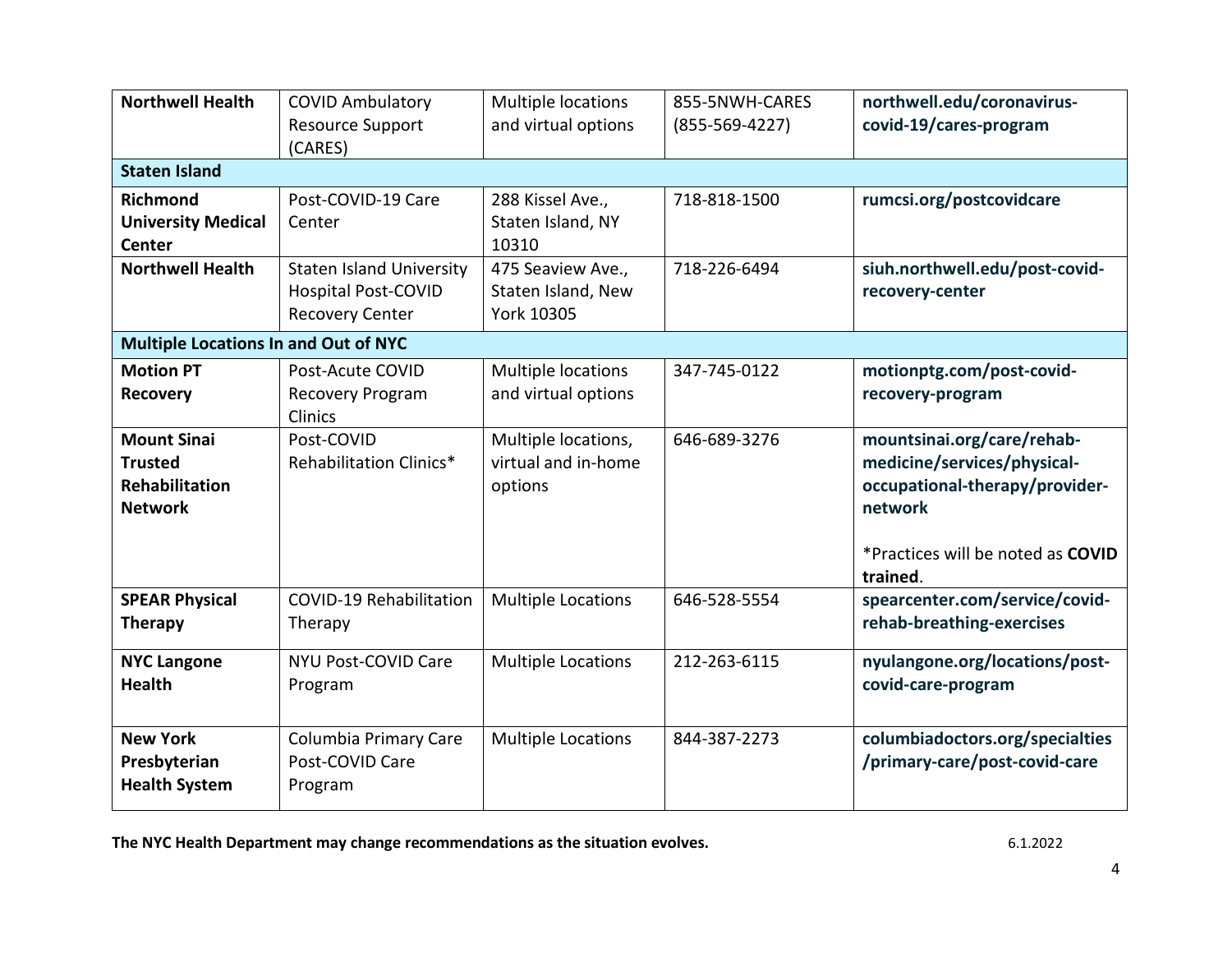| | | | | |
|---|---|---|---|---|
| **Northwell Health** | COVID Ambulatory Resource Support (CARES) | Multiple locations and virtual options | 855-5NWH-CARES (855-569-4227) | **northwell.edu/coronavirus-covid-19/cares-program** |
| **Staten Island** | | | | |
| **Richmond University Medical Center** | Post-COVID-19 Care Center | 288 Kissel Ave., Staten Island, NY 10310 | 718-818-1500 | **rumcsi.org/postcovidcare** |
| **Northwell Health** | Staten Island University Hospital Post-COVID Recovery Center | 475 Seaview Ave., Staten Island, New York 10305 | 718-226-6494 | **siuh.northwell.edu/post-covid-recovery-center** |
| **Multiple Locations In and Out of NYC** | | | | |
| **Motion PT Recovery** | Post-Acute COVID Recovery Program Clinics | Multiple locations and virtual options | 347-745-0122 | **motionptg.com/post-covid-recovery-program** |
| **Mount Sinai Trusted Rehabilitation Network** | Post-COVID Rehabilitation Clinics* | Multiple locations, virtual and in-home options | 646-689-3276 | **mountsinai.org/care/rehab-medicine/services/physical-occupational-therapy/provider-network** *Practices will be noted as **COVID trained**. |
| **SPEAR Physical Therapy** | COVID-19 Rehabilitation Therapy | Multiple Locations | 646-528-5554 | **spearcenter.com/service/covid-rehab-breathing-exercises** |
| **NYC Langone Health** | NYU Post-COVID Care Program | Multiple Locations | 212-263-6115 | **nyulangone.org/locations/post-covid-care-program** |
| **New York Presbyterian Health System** | Columbia Primary Care Post-COVID Care Program | Multiple Locations | 844-387-2273 | **columbiadoctors.org/specialties/primary-care/post-covid-care** |

**The NYC Health Department may change recommendations as the situation evolves.** 6.1.2022